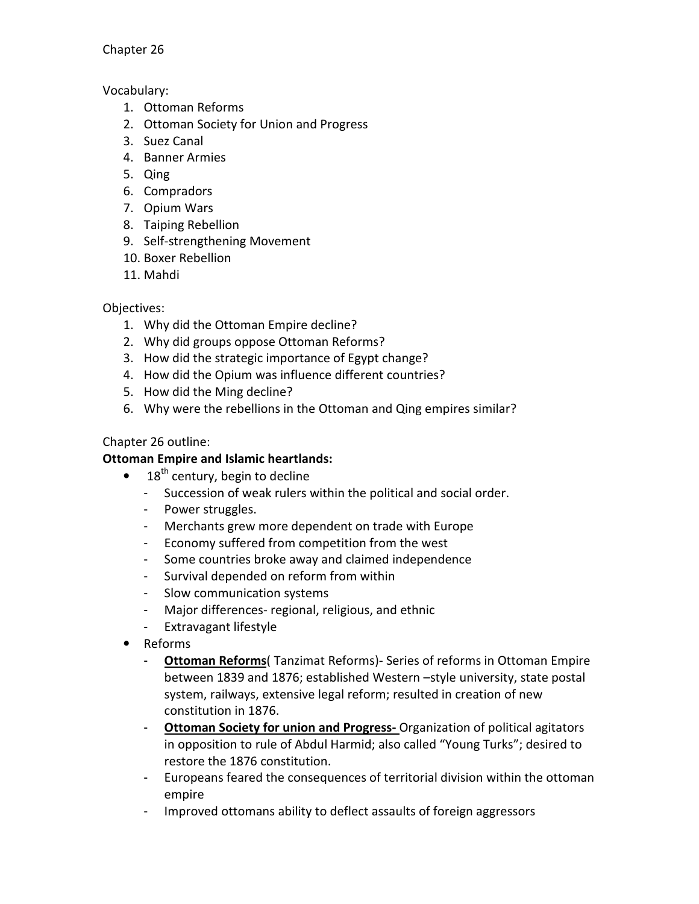Chapter 26

Vocabulary:

1. Ottoman Reforms
2. Ottoman Society for Union and Progress
3. Suez Canal
4. Banner Armies
5. Qing
6. Compradors
7. Opium Wars
8. Taiping Rebellion
9. Self-strengthening Movement
10. Boxer Rebellion
11. Mahdi

Objectives:

1. Why did the Ottoman Empire decline?
2. Why did groups oppose Ottoman Reforms?
3. How did the strategic importance of Egypt change?
4. How did the Opium was influence different countries?
5. How did the Ming decline?
6. Why were the rebellions in the Ottoman and Qing empires similar?

Chapter 26 outline:

**Ottoman Empire and Islamic heartlands:**

- 18th century, begin to decline
  - Succession of weak rulers within the political and social order.
  - Power struggles.
  - Merchants grew more dependent on trade with Europe
  - Economy suffered from competition from the west
  - Some countries broke away and claimed independence
  - Survival depended on reform from within
  - Slow communication systems
  - Major differences- regional, religious, and ethnic
  - Extravagant lifestyle
- Reforms
  - **Ottoman Reforms**( Tanzimat Reforms)- Series of reforms in Ottoman Empire between 1839 and 1876; established Western –style university, state postal system, railways, extensive legal reform; resulted in creation of new constitution in 1876.
  - **Ottoman Society for union and Progress-** Organization of political agitators in opposition to rule of Abdul Harmid; also called "Young Turks"; desired to restore the 1876 constitution.
  - Europeans feared the consequences of territorial division within the ottoman empire
  - Improved ottomans ability to deflect assaults of foreign aggressors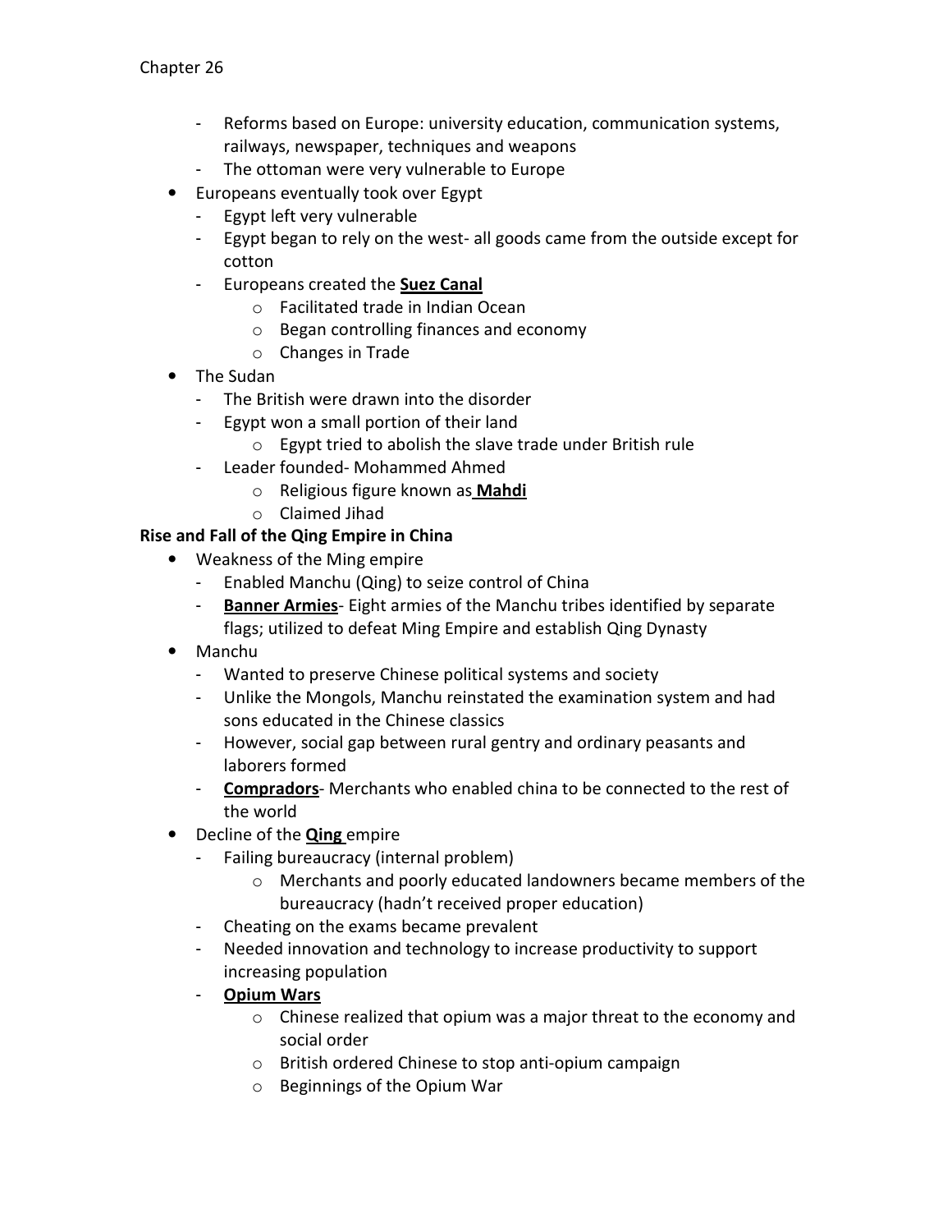- Reforms based on Europe: university education, communication systems, railways, newspaper, techniques and weapons
- The ottoman were very vulnerable to Europe

- Europeans eventually took over Egypt
  - Egypt left very vulnerable
  - Egypt began to rely on the west- all goods came from the outside except for cotton
  - Europeans created the **Suez Canal**
    - Facilitated trade in Indian Ocean
    - Began controlling finances and economy
    - Changes in Trade
- The Sudan
  - The British were drawn into the disorder
  - Egypt won a small portion of their land
    - Egypt tried to abolish the slave trade under British rule
  - Leader founded- Mohammed Ahmed
    - Religious figure known as **Mahdi**
    - Claimed Jihad

**Rise and Fall of the Qing Empire in China**

- Weakness of the Ming empire
  - Enabled Manchu (Qing) to seize control of China
  - **Banner Armies**- Eight armies of the Manchu tribes identified by separate flags; utilized to defeat Ming Empire and establish Qing Dynasty
- Manchu
  - Wanted to preserve Chinese political systems and society
  - Unlike the Mongols, Manchu reinstated the examination system and had sons educated in the Chinese classics
  - However, social gap between rural gentry and ordinary peasants and laborers formed
  - **Compradors**- Merchants who enabled china to be connected to the rest of the world
- Decline of the **Qing** empire
  - Failing bureaucracy (internal problem)
    - Merchants and poorly educated landowners became members of the bureaucracy (hadn't received proper education)
  - Cheating on the exams became prevalent
  - Needed innovation and technology to increase productivity to support increasing population
  - **Opium Wars**
    - Chinese realized that opium was a major threat to the economy and social order
    - British ordered Chinese to stop anti-opium campaign
    - Beginnings of the Opium War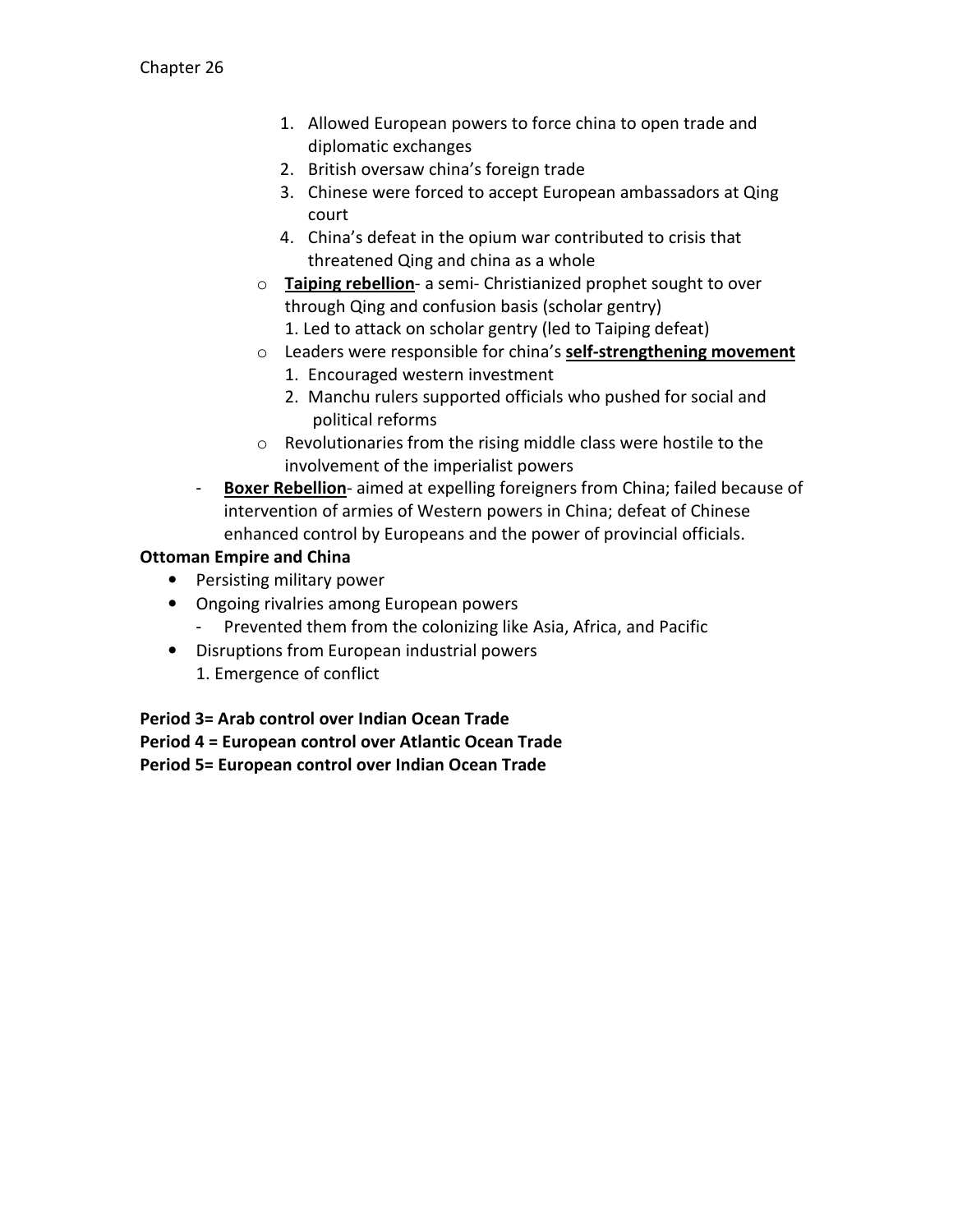Chapter 26

1. Allowed European powers to force china to open trade and diplomatic exchanges
2. British oversaw china's foreign trade
3. Chinese were forced to accept European ambassadors at Qing court
4. China's defeat in the opium war contributed to crisis that threatened Qing and china as a whole

- **Taiping rebellion**- a semi- Christianized prophet sought to over through Qing and confusion basis (scholar gentry)
  1. Led to attack on scholar gentry (led to Taiping defeat)
- Leaders were responsible for china's **self-strengthening movement**
  1. Encouraged western investment
  2. Manchu rulers supported officials who pushed for social and political reforms
- Revolutionaries from the rising middle class were hostile to the involvement of the imperialist powers

- **Boxer Rebellion**- aimed at expelling foreigners from China; failed because of intervention of armies of Western powers in China; defeat of Chinese enhanced control by Europeans and the power of provincial officials.

**Ottoman Empire and China**

- Persisting military power
- Ongoing rivalries among European powers
  - Prevented them from the colonizing like Asia, Africa, and Pacific
- Disruptions from European industrial powers
  1. Emergence of conflict

**Period 3= Arab control over Indian Ocean Trade**
**Period 4 = European control over Atlantic Ocean Trade**
**Period 5= European control over Indian Ocean Trade**